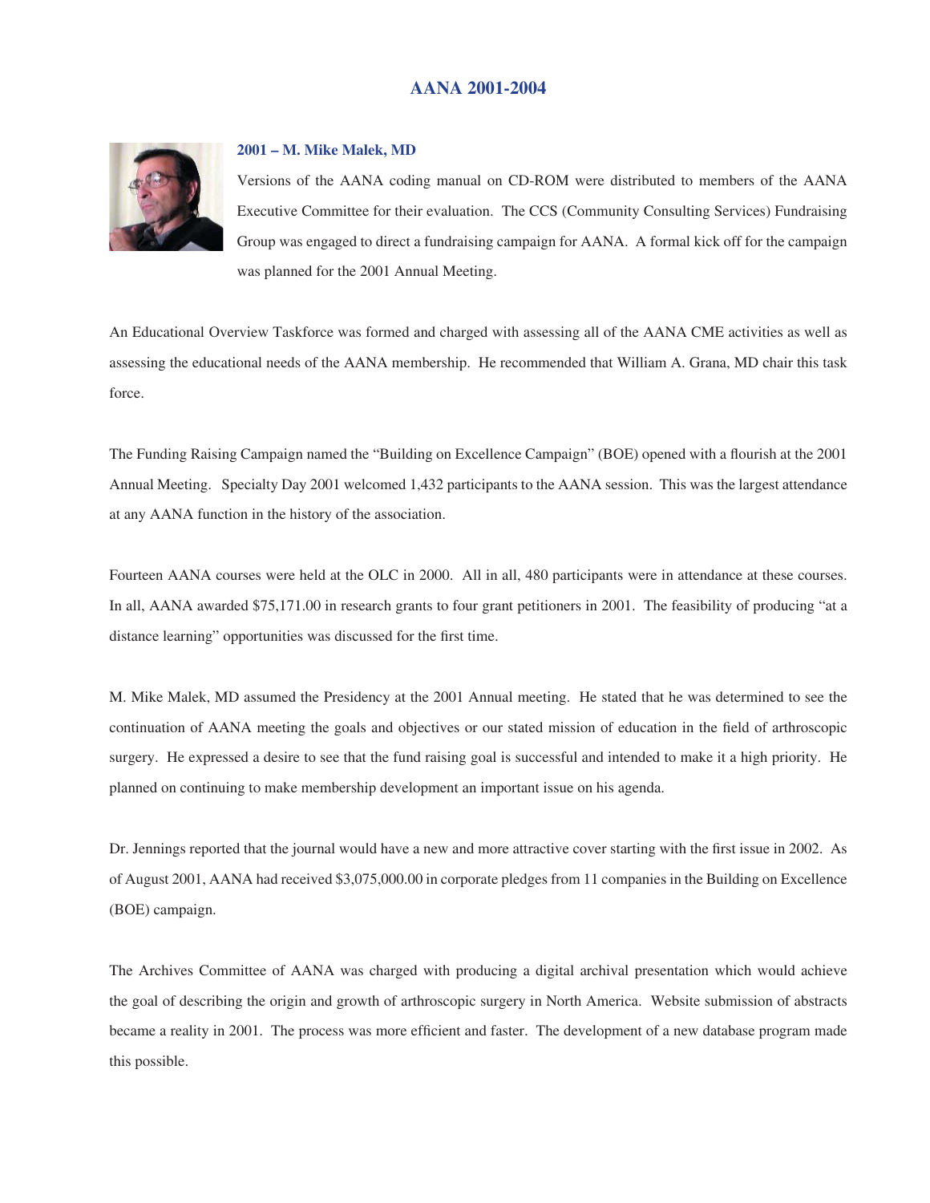# AANA 2001-2004

## 2001 – M. Mike Malek, MD

Versions of the AANA coding manual on CD-ROM were distributed to members of the AANA Executive Committee for their evaluation. The CCS (Community Consulting Services) Fundraising Group was engaged to direct a fundraising campaign for AANA. A formal kick off for the campaign was planned for the 2001 Annual Meeting.

An Educational Overview Taskforce was formed and charged with assessing all of the AANA CME activities as well as assessing the educational needs of the AANA membership. He recommended that William A. Grana, MD chair this task force.

The Funding Raising Campaign named the "Building on Excellence Campaign" (BOE) opened with a flourish at the 2001 Annual Meeting. Specialty Day 2001 welcomed 1,432 participants to the AANA session. This was the largest attendance at any AANA function in the history of the association.

Fourteen AANA courses were held at the OLC in 2000. All in all, 480 participants were in attendance at these courses. In all, AANA awarded $75,171.00 in research grants to four grant petitioners in 2001. The feasibility of producing "at a distance learning" opportunities was discussed for the first time.

M. Mike Malek, MD assumed the Presidency at the 2001 Annual meeting. He stated that he was determined to see the continuation of AANA meeting the goals and objectives or our stated mission of education in the field of arthroscopic surgery. He expressed a desire to see that the fund raising goal is successful and intended to make it a high priority. He planned on continuing to make membership development an important issue on his agenda.

Dr. Jennings reported that the journal would have a new and more attractive cover starting with the first issue in 2002. As of August 2001, AANA had received $3,075,000.00 in corporate pledges from 11 companies in the Building on Excellence (BOE) campaign.

The Archives Committee of AANA was charged with producing a digital archival presentation which would achieve the goal of describing the origin and growth of arthroscopic surgery in North America. Website submission of abstracts became a reality in 2001. The process was more efficient and faster. The development of a new database program made this possible.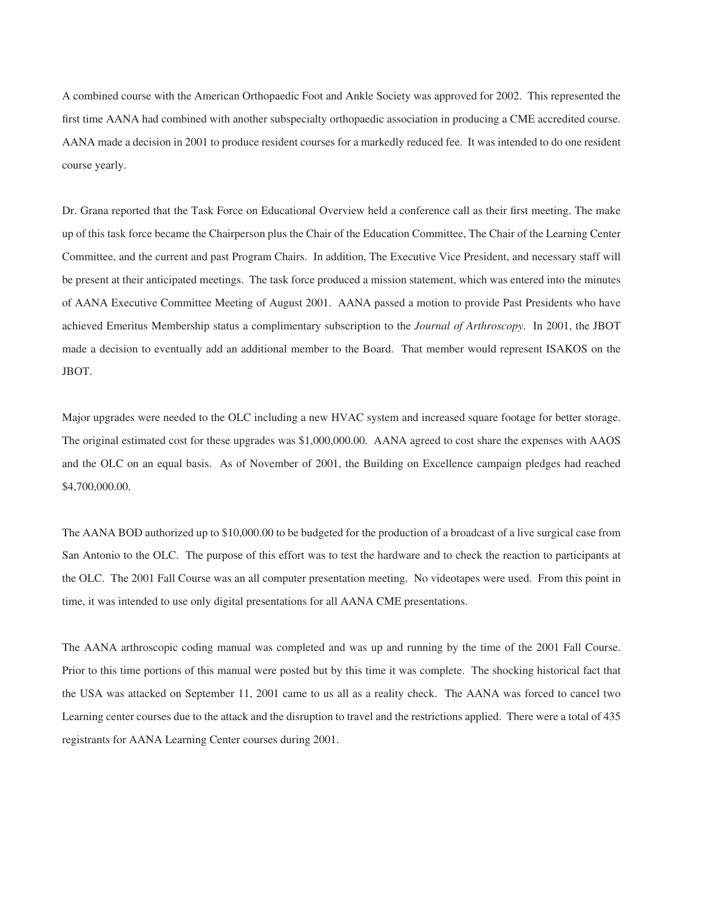A combined course with the American Orthopaedic Foot and Ankle Society was approved for 2002. This represented the first time AANA had combined with another subspecialty orthopaedic association in producing a CME accredited course. AANA made a decision in 2001 to produce resident courses for a markedly reduced fee. It was intended to do one resident course yearly.

Dr. Grana reported that the Task Force on Educational Overview held a conference call as their first meeting. The make up of this task force became the Chairperson plus the Chair of the Education Committee, The Chair of the Learning Center Committee, and the current and past Program Chairs. In addition, The Executive Vice President, and necessary staff will be present at their anticipated meetings. The task force produced a mission statement, which was entered into the minutes of AANA Executive Committee Meeting of August 2001. AANA passed a motion to provide Past Presidents who have achieved Emeritus Membership status a complimentary subscription to the *Journal of Arthroscopy*. In 2001, the JBOT made a decision to eventually add an additional member to the Board. That member would represent ISAKOS on the JBOT.

Major upgrades were needed to the OLC including a new HVAC system and increased square footage for better storage. The original estimated cost for these upgrades was $1,000,000.00. AANA agreed to cost share the expenses with AAOS and the OLC on an equal basis. As of November of 2001, the Building on Excellence campaign pledges had reached $4,700,000.00.

The AANA BOD authorized up to $10,000.00 to be budgeted for the production of a broadcast of a live surgical case from San Antonio to the OLC. The purpose of this effort was to test the hardware and to check the reaction to participants at the OLC. The 2001 Fall Course was an all computer presentation meeting. No videotapes were used. From this point in time, it was intended to use only digital presentations for all AANA CME presentations.

The AANA arthroscopic coding manual was completed and was up and running by the time of the 2001 Fall Course. Prior to this time portions of this manual were posted but by this time it was complete. The shocking historical fact that the USA was attacked on September 11, 2001 came to us all as a reality check. The AANA was forced to cancel two Learning center courses due to the attack and the disruption to travel and the restrictions applied. There were a total of 435 registrants for AANA Learning Center courses during 2001.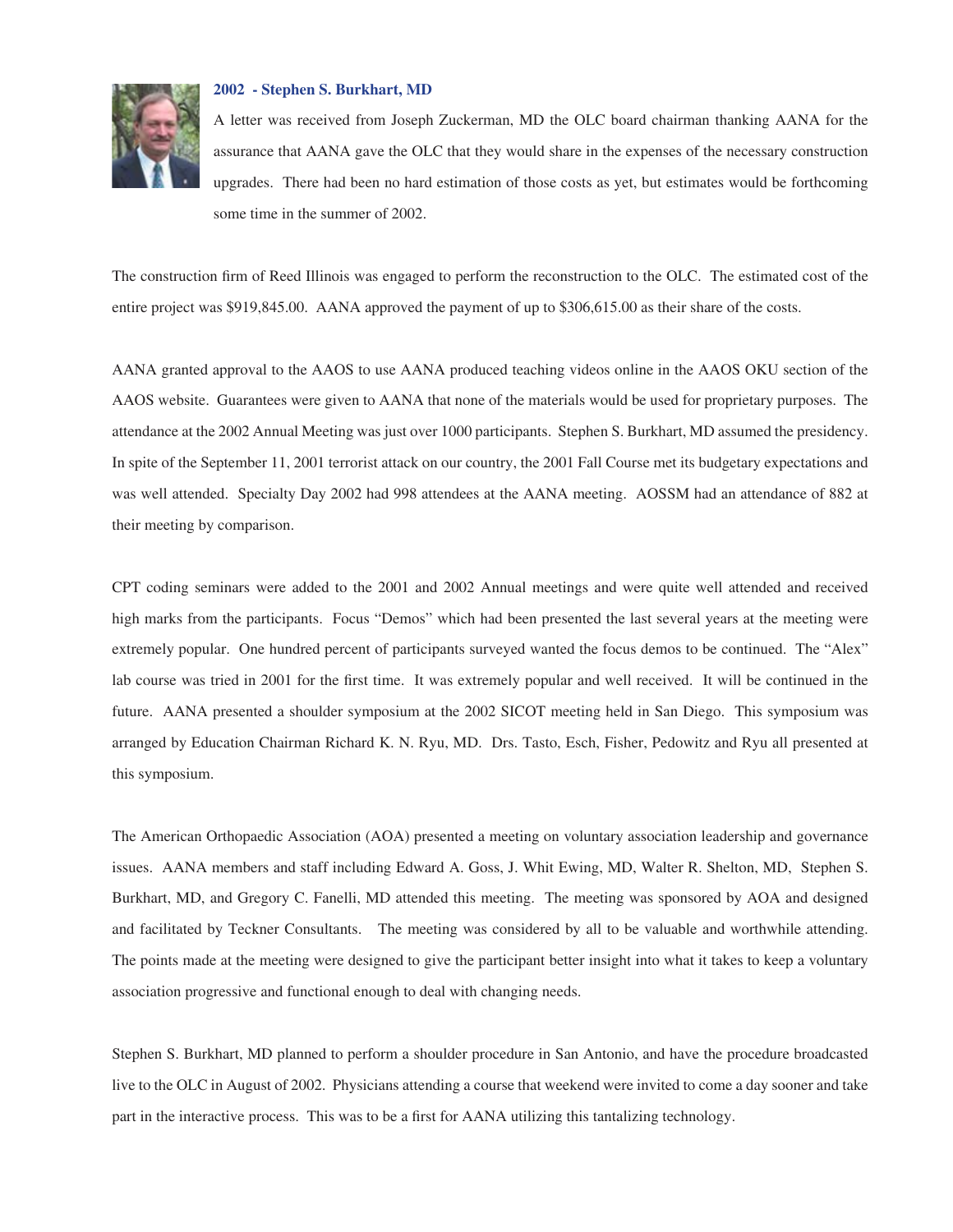### 2002 - Stephen S. Burkhart, MD

A letter was received from Joseph Zuckerman, MD the OLC board chairman thanking AANA for the assurance that AANA gave the OLC that they would share in the expenses of the necessary construction upgrades. There had been no hard estimation of those costs as yet, but estimates would be forthcoming some time in the summer of 2002.

The construction firm of Reed Illinois was engaged to perform the reconstruction to the OLC. The estimated cost of the entire project was $919,845.00. AANA approved the payment of up to $306,615.00 as their share of the costs.

AANA granted approval to the AAOS to use AANA produced teaching videos online in the AAOS OKU section of the AAOS website. Guarantees were given to AANA that none of the materials would be used for proprietary purposes. The attendance at the 2002 Annual Meeting was just over 1000 participants. Stephen S. Burkhart, MD assumed the presidency. In spite of the September 11, 2001 terrorist attack on our country, the 2001 Fall Course met its budgetary expectations and was well attended. Specialty Day 2002 had 998 attendees at the AANA meeting. AOSSM had an attendance of 882 at their meeting by comparison.

CPT coding seminars were added to the 2001 and 2002 Annual meetings and were quite well attended and received high marks from the participants. Focus "Demos" which had been presented the last several years at the meeting were extremely popular. One hundred percent of participants surveyed wanted the focus demos to be continued. The "Alex" lab course was tried in 2001 for the first time. It was extremely popular and well received. It will be continued in the future. AANA presented a shoulder symposium at the 2002 SICOT meeting held in San Diego. This symposium was arranged by Education Chairman Richard K. N. Ryu, MD. Drs. Tasto, Esch, Fisher, Pedowitz and Ryu all presented at this symposium.

The American Orthopaedic Association (AOA) presented a meeting on voluntary association leadership and governance issues. AANA members and staff including Edward A. Goss, J. Whit Ewing, MD, Walter R. Shelton, MD, Stephen S. Burkhart, MD, and Gregory C. Fanelli, MD attended this meeting. The meeting was sponsored by AOA and designed and facilitated by Teckner Consultants. The meeting was considered by all to be valuable and worthwhile attending. The points made at the meeting were designed to give the participant better insight into what it takes to keep a voluntary association progressive and functional enough to deal with changing needs.

Stephen S. Burkhart, MD planned to perform a shoulder procedure in San Antonio, and have the procedure broadcasted live to the OLC in August of 2002. Physicians attending a course that weekend were invited to come a day sooner and take part in the interactive process. This was to be a first for AANA utilizing this tantalizing technology.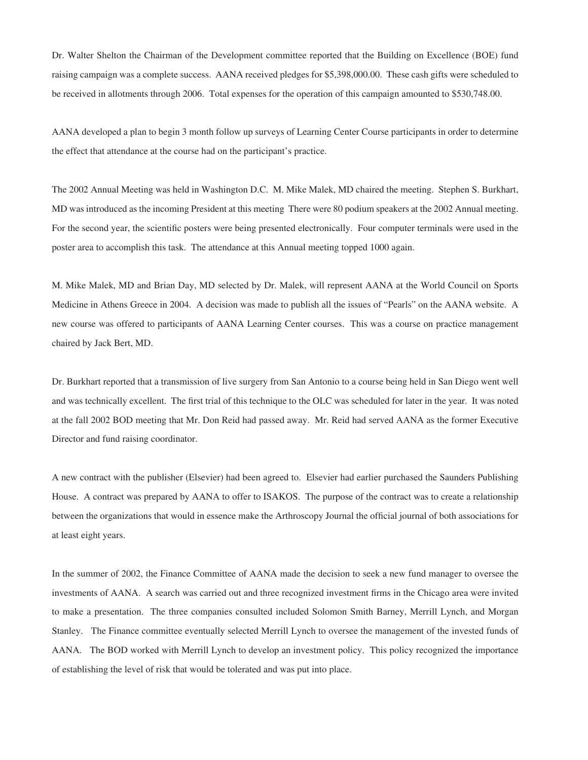Dr. Walter Shelton the Chairman of the Development committee reported that the Building on Excellence (BOE) fund raising campaign was a complete success. AANA received pledges for $5,398,000.00. These cash gifts were scheduled to be received in allotments through 2006. Total expenses for the operation of this campaign amounted to $530,748.00.

AANA developed a plan to begin 3 month follow up surveys of Learning Center Course participants in order to determine the effect that attendance at the course had on the participant's practice.

The 2002 Annual Meeting was held in Washington D.C. M. Mike Malek, MD chaired the meeting. Stephen S. Burkhart, MD was introduced as the incoming President at this meeting There were 80 podium speakers at the 2002 Annual meeting. For the second year, the scientific posters were being presented electronically. Four computer terminals were used in the poster area to accomplish this task. The attendance at this Annual meeting topped 1000 again.

M. Mike Malek, MD and Brian Day, MD selected by Dr. Malek, will represent AANA at the World Council on Sports Medicine in Athens Greece in 2004. A decision was made to publish all the issues of "Pearls" on the AANA website. A new course was offered to participants of AANA Learning Center courses. This was a course on practice management chaired by Jack Bert, MD.

Dr. Burkhart reported that a transmission of live surgery from San Antonio to a course being held in San Diego went well and was technically excellent. The first trial of this technique to the OLC was scheduled for later in the year. It was noted at the fall 2002 BOD meeting that Mr. Don Reid had passed away. Mr. Reid had served AANA as the former Executive Director and fund raising coordinator.

A new contract with the publisher (Elsevier) had been agreed to. Elsevier had earlier purchased the Saunders Publishing House. A contract was prepared by AANA to offer to ISAKOS. The purpose of the contract was to create a relationship between the organizations that would in essence make the Arthroscopy Journal the official journal of both associations for at least eight years.

In the summer of 2002, the Finance Committee of AANA made the decision to seek a new fund manager to oversee the investments of AANA. A search was carried out and three recognized investment firms in the Chicago area were invited to make a presentation. The three companies consulted included Solomon Smith Barney, Merrill Lynch, and Morgan Stanley. The Finance committee eventually selected Merrill Lynch to oversee the management of the invested funds of AANA. The BOD worked with Merrill Lynch to develop an investment policy. This policy recognized the importance of establishing the level of risk that would be tolerated and was put into place.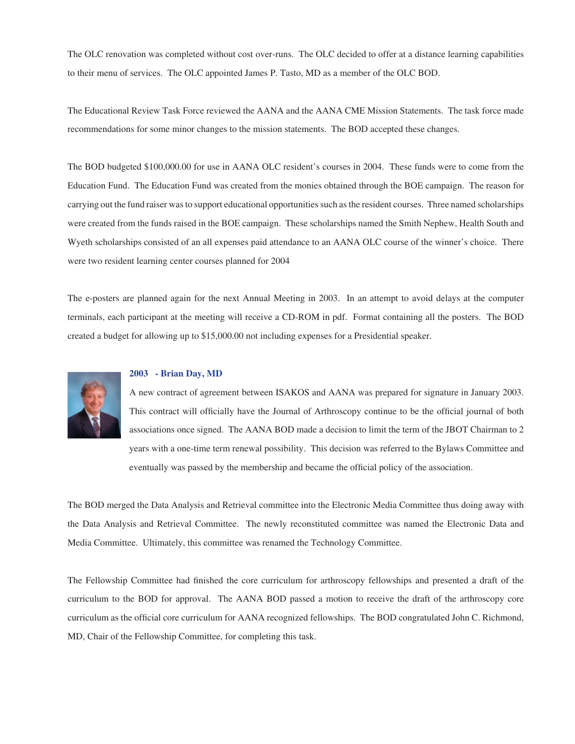The OLC renovation was completed without cost over-runs. The OLC decided to offer at a distance learning capabilities to their menu of services. The OLC appointed James P. Tasto, MD as a member of the OLC BOD.

The Educational Review Task Force reviewed the AANA and the AANA CME Mission Statements. The task force made recommendations for some minor changes to the mission statements. The BOD accepted these changes.

The BOD budgeted $100,000.00 for use in AANA OLC resident's courses in 2004. These funds were to come from the Education Fund. The Education Fund was created from the monies obtained through the BOE campaign. The reason for carrying out the fund raiser was to support educational opportunities such as the resident courses. Three named scholarships were created from the funds raised in the BOE campaign. These scholarships named the Smith Nephew, Health South and Wyeth scholarships consisted of an all expenses paid attendance to an AANA OLC course of the winner's choice. There were two resident learning center courses planned for 2004

The e-posters are planned again for the next Annual Meeting in 2003. In an attempt to avoid delays at the computer terminals, each participant at the meeting will receive a CD-ROM in pdf. Format containing all the posters. The BOD created a budget for allowing up to $15,000.00 not including expenses for a Presidential speaker.

## 2003 - Brian Day, MD

A new contract of agreement between ISAKOS and AANA was prepared for signature in January 2003. This contract will officially have the Journal of Arthroscopy continue to be the official journal of both associations once signed. The AANA BOD made a decision to limit the term of the JBOT Chairman to 2 years with a one-time term renewal possibility. This decision was referred to the Bylaws Committee and eventually was passed by the membership and became the official policy of the association.

The BOD merged the Data Analysis and Retrieval committee into the Electronic Media Committee thus doing away with the Data Analysis and Retrieval Committee. The newly reconstituted committee was named the Electronic Data and Media Committee. Ultimately, this committee was renamed the Technology Committee.

The Fellowship Committee had finished the core curriculum for arthroscopy fellowships and presented a draft of the curriculum to the BOD for approval. The AANA BOD passed a motion to receive the draft of the arthroscopy core curriculum as the official core curriculum for AANA recognized fellowships. The BOD congratulated John C. Richmond, MD, Chair of the Fellowship Committee, for completing this task.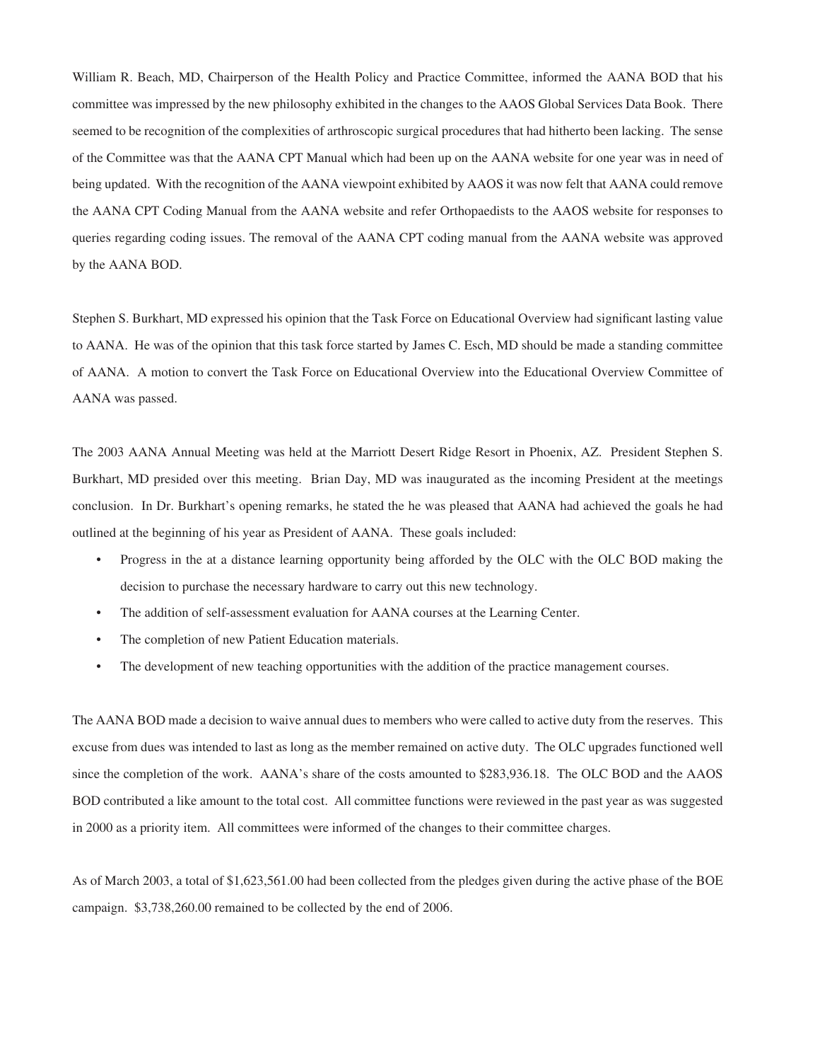William R. Beach, MD, Chairperson of the Health Policy and Practice Committee, informed the AANA BOD that his committee was impressed by the new philosophy exhibited in the changes to the AAOS Global Services Data Book. There seemed to be recognition of the complexities of arthroscopic surgical procedures that had hitherto been lacking. The sense of the Committee was that the AANA CPT Manual which had been up on the AANA website for one year was in need of being updated. With the recognition of the AANA viewpoint exhibited by AAOS it was now felt that AANA could remove the AANA CPT Coding Manual from the AANA website and refer Orthopaedists to the AAOS website for responses to queries regarding coding issues. The removal of the AANA CPT coding manual from the AANA website was approved by the AANA BOD.

Stephen S. Burkhart, MD expressed his opinion that the Task Force on Educational Overview had significant lasting value to AANA. He was of the opinion that this task force started by James C. Esch, MD should be made a standing committee of AANA. A motion to convert the Task Force on Educational Overview into the Educational Overview Committee of AANA was passed.

The 2003 AANA Annual Meeting was held at the Marriott Desert Ridge Resort in Phoenix, AZ. President Stephen S. Burkhart, MD presided over this meeting. Brian Day, MD was inaugurated as the incoming President at the meetings conclusion. In Dr. Burkhart's opening remarks, he stated the he was pleased that AANA had achieved the goals he had outlined at the beginning of his year as President of AANA. These goals included:

- Progress in the at a distance learning opportunity being afforded by the OLC with the OLC BOD making the decision to purchase the necessary hardware to carry out this new technology.
- The addition of self-assessment evaluation for AANA courses at the Learning Center.
- The completion of new Patient Education materials.
- The development of new teaching opportunities with the addition of the practice management courses.

The AANA BOD made a decision to waive annual dues to members who were called to active duty from the reserves. This excuse from dues was intended to last as long as the member remained on active duty. The OLC upgrades functioned well since the completion of the work. AANA's share of the costs amounted to $283,936.18. The OLC BOD and the AAOS BOD contributed a like amount to the total cost. All committee functions were reviewed in the past year as was suggested in 2000 as a priority item. All committees were informed of the changes to their committee charges.

As of March 2003, a total of $1,623,561.00 had been collected from the pledges given during the active phase of the BOE campaign. $3,738,260.00 remained to be collected by the end of 2006.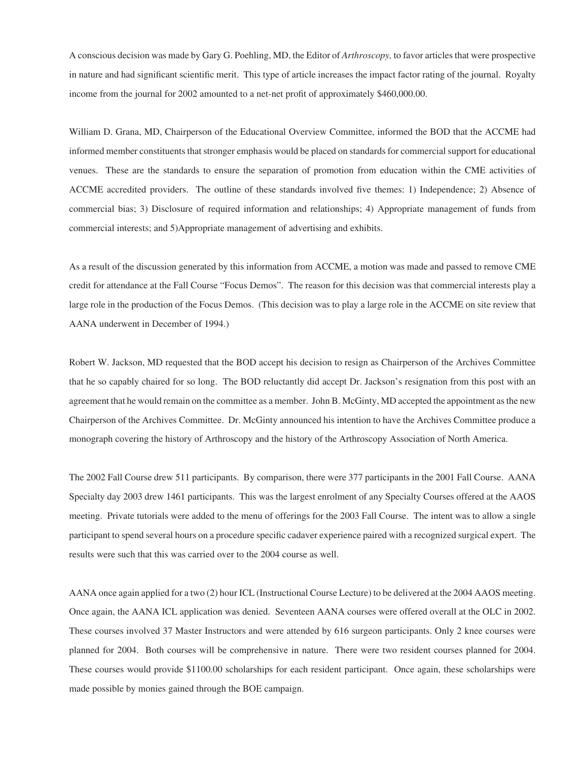A conscious decision was made by Gary G. Poehling, MD, the Editor of *Arthroscopy,* to favor articles that were prospective in nature and had significant scientific merit. This type of article increases the impact factor rating of the journal. Royalty income from the journal for 2002 amounted to a net-net profit of approximately $460,000.00.

William D. Grana, MD, Chairperson of the Educational Overview Committee, informed the BOD that the ACCME had informed member constituents that stronger emphasis would be placed on standards for commercial support for educational venues. These are the standards to ensure the separation of promotion from education within the CME activities of ACCME accredited providers. The outline of these standards involved five themes: 1) Independence; 2) Absence of commercial bias; 3) Disclosure of required information and relationships; 4) Appropriate management of funds from commercial interests; and 5)Appropriate management of advertising and exhibits.

As a result of the discussion generated by this information from ACCME, a motion was made and passed to remove CME credit for attendance at the Fall Course "Focus Demos". The reason for this decision was that commercial interests play a large role in the production of the Focus Demos. (This decision was to play a large role in the ACCME on site review that AANA underwent in December of 1994.)

Robert W. Jackson, MD requested that the BOD accept his decision to resign as Chairperson of the Archives Committee that he so capably chaired for so long. The BOD reluctantly did accept Dr. Jackson's resignation from this post with an agreement that he would remain on the committee as a member. John B. McGinty, MD accepted the appointment as the new Chairperson of the Archives Committee. Dr. McGinty announced his intention to have the Archives Committee produce a monograph covering the history of Arthroscopy and the history of the Arthroscopy Association of North America.

The 2002 Fall Course drew 511 participants. By comparison, there were 377 participants in the 2001 Fall Course. AANA Specialty day 2003 drew 1461 participants. This was the largest enrolment of any Specialty Courses offered at the AAOS meeting. Private tutorials were added to the menu of offerings for the 2003 Fall Course. The intent was to allow a single participant to spend several hours on a procedure specific cadaver experience paired with a recognized surgical expert. The results were such that this was carried over to the 2004 course as well.

AANA once again applied for a two (2) hour ICL (Instructional Course Lecture) to be delivered at the 2004 AAOS meeting. Once again, the AANA ICL application was denied. Seventeen AANA courses were offered overall at the OLC in 2002. These courses involved 37 Master Instructors and were attended by 616 surgeon participants. Only 2 knee courses were planned for 2004. Both courses will be comprehensive in nature. There were two resident courses planned for 2004. These courses would provide $1100.00 scholarships for each resident participant. Once again, these scholarships were made possible by monies gained through the BOE campaign.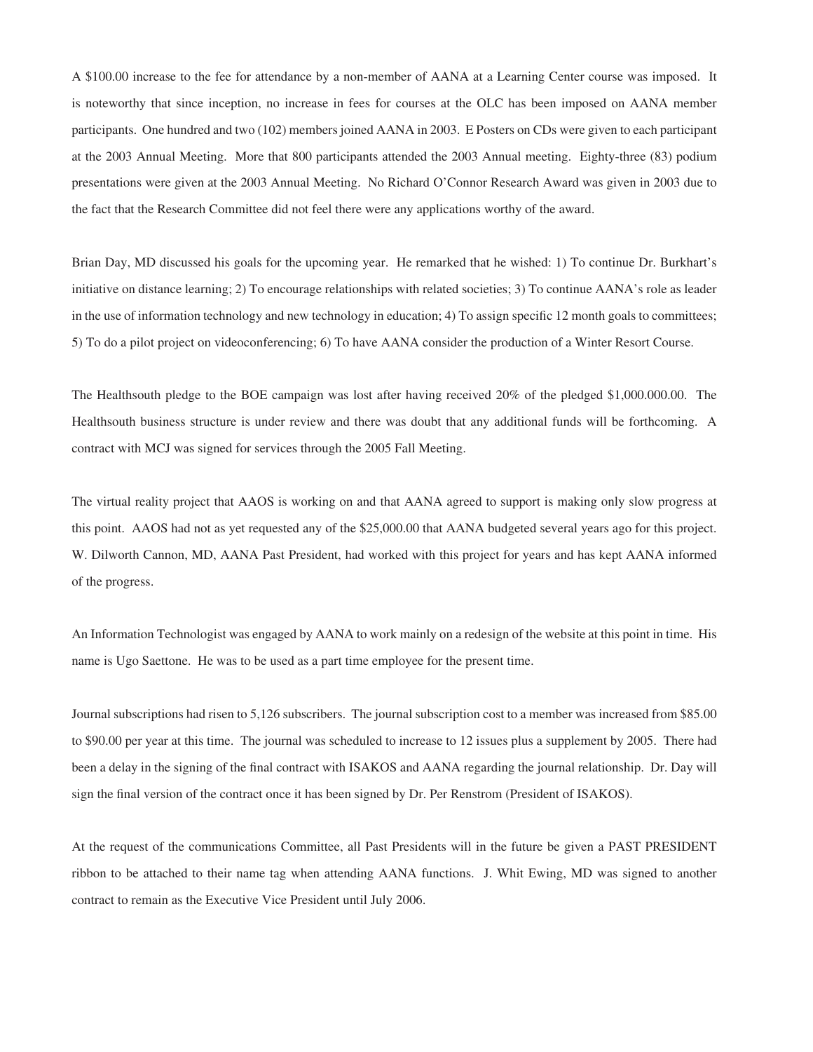A $100.00 increase to the fee for attendance by a non-member of AANA at a Learning Center course was imposed. It is noteworthy that since inception, no increase in fees for courses at the OLC has been imposed on AANA member participants. One hundred and two (102) members joined AANA in 2003. E Posters on CDs were given to each participant at the 2003 Annual Meeting. More that 800 participants attended the 2003 Annual meeting. Eighty-three (83) podium presentations were given at the 2003 Annual Meeting. No Richard O'Connor Research Award was given in 2003 due to the fact that the Research Committee did not feel there were any applications worthy of the award.

Brian Day, MD discussed his goals for the upcoming year. He remarked that he wished: 1) To continue Dr. Burkhart's initiative on distance learning; 2) To encourage relationships with related societies; 3) To continue AANA's role as leader in the use of information technology and new technology in education; 4) To assign specific 12 month goals to committees; 5) To do a pilot project on videoconferencing; 6) To have AANA consider the production of a Winter Resort Course.

The Healthsouth pledge to the BOE campaign was lost after having received 20% of the pledged $1,000.000.00. The Healthsouth business structure is under review and there was doubt that any additional funds will be forthcoming. A contract with MCJ was signed for services through the 2005 Fall Meeting.

The virtual reality project that AAOS is working on and that AANA agreed to support is making only slow progress at this point. AAOS had not as yet requested any of the $25,000.00 that AANA budgeted several years ago for this project. W. Dilworth Cannon, MD, AANA Past President, had worked with this project for years and has kept AANA informed of the progress.

An Information Technologist was engaged by AANA to work mainly on a redesign of the website at this point in time. His name is Ugo Saettone. He was to be used as a part time employee for the present time.

Journal subscriptions had risen to 5,126 subscribers. The journal subscription cost to a member was increased from $85.00 to $90.00 per year at this time. The journal was scheduled to increase to 12 issues plus a supplement by 2005. There had been a delay in the signing of the final contract with ISAKOS and AANA regarding the journal relationship. Dr. Day will sign the final version of the contract once it has been signed by Dr. Per Renstrom (President of ISAKOS).

At the request of the communications Committee, all Past Presidents will in the future be given a PAST PRESIDENT ribbon to be attached to their name tag when attending AANA functions. J. Whit Ewing, MD was signed to another contract to remain as the Executive Vice President until July 2006.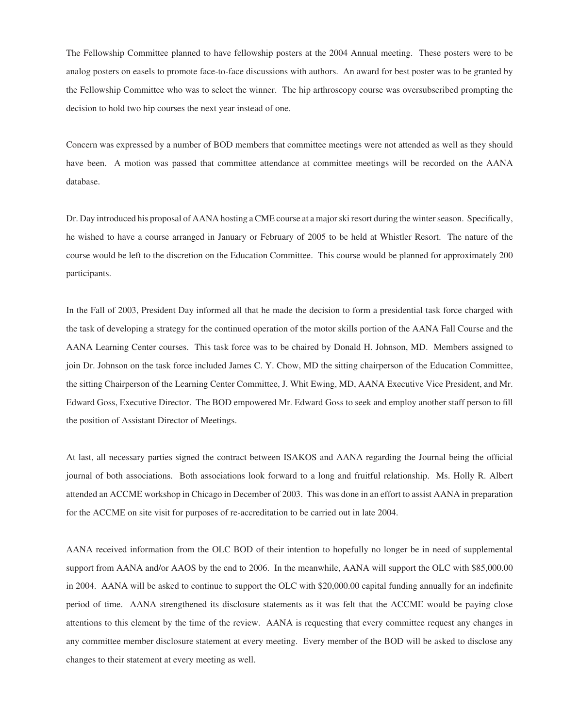The Fellowship Committee planned to have fellowship posters at the 2004 Annual meeting. These posters were to be analog posters on easels to promote face-to-face discussions with authors. An award for best poster was to be granted by the Fellowship Committee who was to select the winner. The hip arthroscopy course was oversubscribed prompting the decision to hold two hip courses the next year instead of one.

Concern was expressed by a number of BOD members that committee meetings were not attended as well as they should have been. A motion was passed that committee attendance at committee meetings will be recorded on the AANA database.

Dr. Day introduced his proposal of AANA hosting a CME course at a major ski resort during the winter season. Specifically, he wished to have a course arranged in January or February of 2005 to be held at Whistler Resort. The nature of the course would be left to the discretion on the Education Committee. This course would be planned for approximately 200 participants.

In the Fall of 2003, President Day informed all that he made the decision to form a presidential task force charged with the task of developing a strategy for the continued operation of the motor skills portion of the AANA Fall Course and the AANA Learning Center courses. This task force was to be chaired by Donald H. Johnson, MD. Members assigned to join Dr. Johnson on the task force included James C. Y. Chow, MD the sitting chairperson of the Education Committee, the sitting Chairperson of the Learning Center Committee, J. Whit Ewing, MD, AANA Executive Vice President, and Mr. Edward Goss, Executive Director. The BOD empowered Mr. Edward Goss to seek and employ another staff person to fill the position of Assistant Director of Meetings.

At last, all necessary parties signed the contract between ISAKOS and AANA regarding the Journal being the official journal of both associations. Both associations look forward to a long and fruitful relationship. Ms. Holly R. Albert attended an ACCME workshop in Chicago in December of 2003. This was done in an effort to assist AANA in preparation for the ACCME on site visit for purposes of re-accreditation to be carried out in late 2004.

AANA received information from the OLC BOD of their intention to hopefully no longer be in need of supplemental support from AANA and/or AAOS by the end to 2006. In the meanwhile, AANA will support the OLC with $85,000.00 in 2004. AANA will be asked to continue to support the OLC with $20,000.00 capital funding annually for an indefinite period of time. AANA strengthened its disclosure statements as it was felt that the ACCME would be paying close attentions to this element by the time of the review. AANA is requesting that every committee request any changes in any committee member disclosure statement at every meeting. Every member of the BOD will be asked to disclose any changes to their statement at every meeting as well.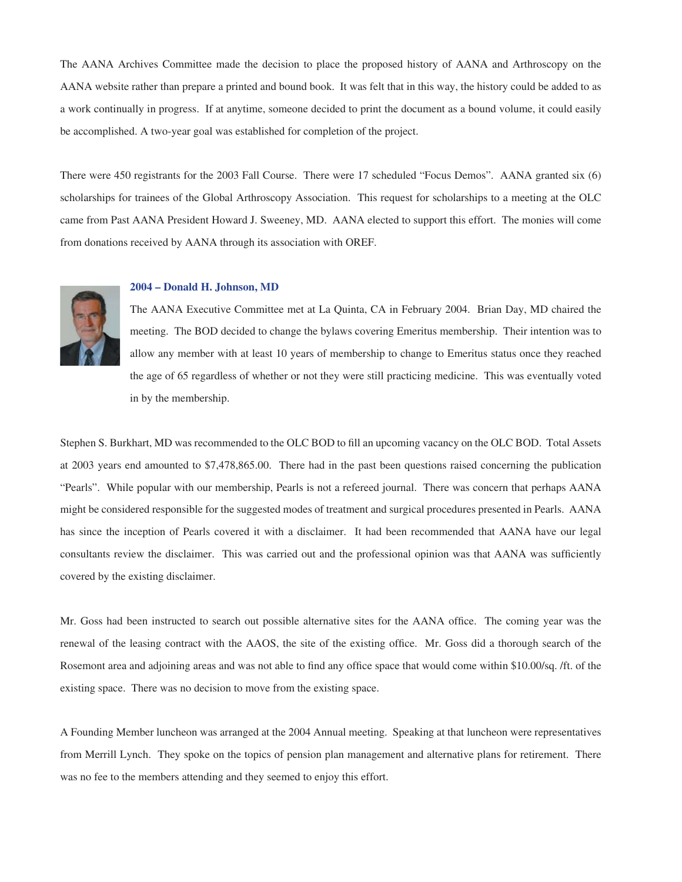The AANA Archives Committee made the decision to place the proposed history of AANA and Arthroscopy on the AANA website rather than prepare a printed and bound book. It was felt that in this way, the history could be added to as a work continually in progress. If at anytime, someone decided to print the document as a bound volume, it could easily be accomplished. A two-year goal was established for completion of the project.

There were 450 registrants for the 2003 Fall Course. There were 17 scheduled "Focus Demos". AANA granted six (6) scholarships for trainees of the Global Arthroscopy Association. This request for scholarships to a meeting at the OLC came from Past AANA President Howard J. Sweeney, MD. AANA elected to support this effort. The monies will come from donations received by AANA through its association with OREF.

### 2004 – Donald H. Johnson, MD

The AANA Executive Committee met at La Quinta, CA in February 2004. Brian Day, MD chaired the meeting. The BOD decided to change the bylaws covering Emeritus membership. Their intention was to allow any member with at least 10 years of membership to change to Emeritus status once they reached the age of 65 regardless of whether or not they were still practicing medicine. This was eventually voted in by the membership.

Stephen S. Burkhart, MD was recommended to the OLC BOD to fill an upcoming vacancy on the OLC BOD. Total Assets at 2003 years end amounted to $7,478,865.00. There had in the past been questions raised concerning the publication "Pearls". While popular with our membership, Pearls is not a refereed journal. There was concern that perhaps AANA might be considered responsible for the suggested modes of treatment and surgical procedures presented in Pearls. AANA has since the inception of Pearls covered it with a disclaimer. It had been recommended that AANA have our legal consultants review the disclaimer. This was carried out and the professional opinion was that AANA was sufficiently covered by the existing disclaimer.

Mr. Goss had been instructed to search out possible alternative sites for the AANA office. The coming year was the renewal of the leasing contract with the AAOS, the site of the existing office. Mr. Goss did a thorough search of the Rosemont area and adjoining areas and was not able to find any office space that would come within $10.00/sq. /ft. of the existing space. There was no decision to move from the existing space.

A Founding Member luncheon was arranged at the 2004 Annual meeting. Speaking at that luncheon were representatives from Merrill Lynch. They spoke on the topics of pension plan management and alternative plans for retirement. There was no fee to the members attending and they seemed to enjoy this effort.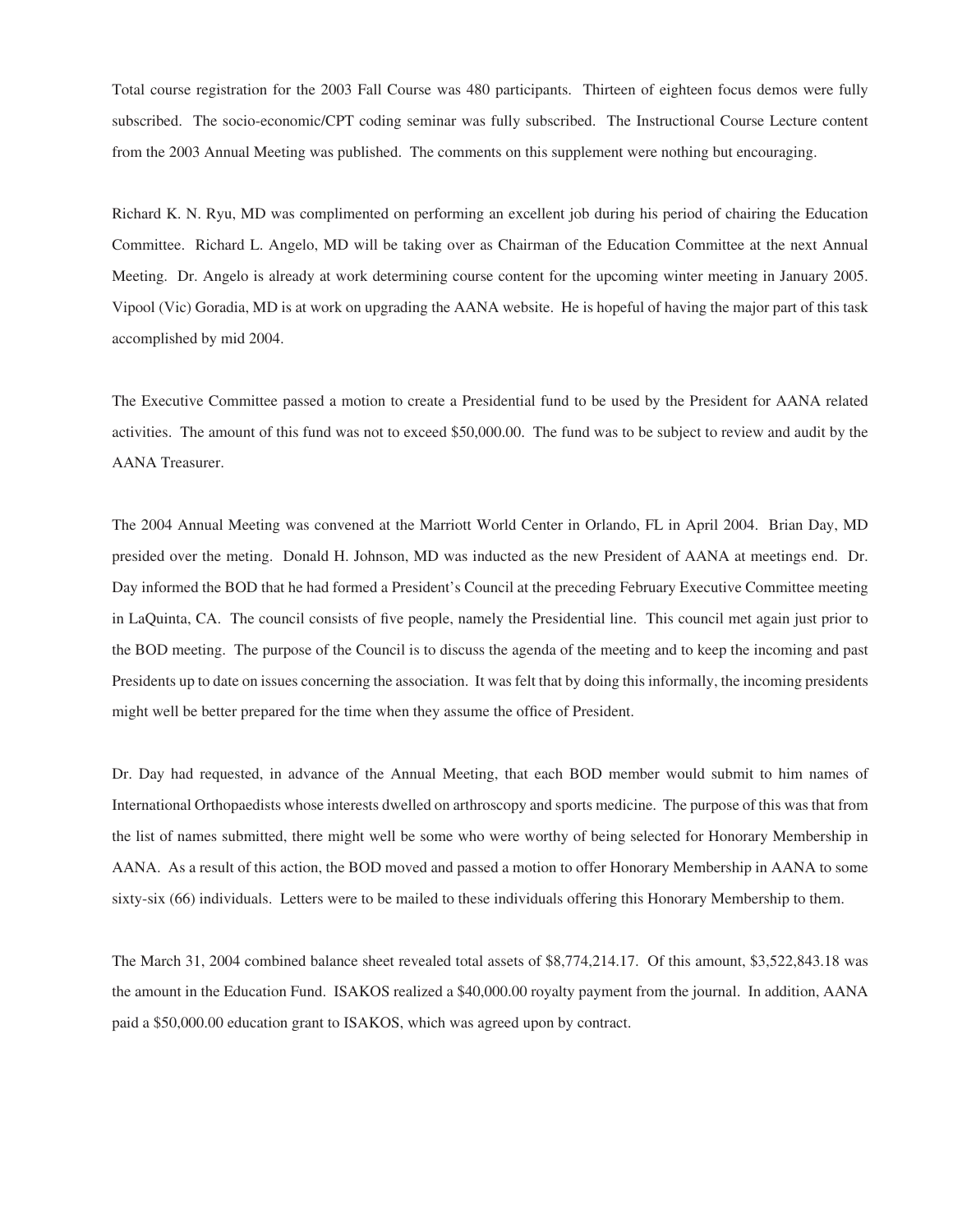Total course registration for the 2003 Fall Course was 480 participants. Thirteen of eighteen focus demos were fully subscribed. The socio-economic/CPT coding seminar was fully subscribed. The Instructional Course Lecture content from the 2003 Annual Meeting was published. The comments on this supplement were nothing but encouraging.

Richard K. N. Ryu, MD was complimented on performing an excellent job during his period of chairing the Education Committee. Richard L. Angelo, MD will be taking over as Chairman of the Education Committee at the next Annual Meeting. Dr. Angelo is already at work determining course content for the upcoming winter meeting in January 2005. Vipool (Vic) Goradia, MD is at work on upgrading the AANA website. He is hopeful of having the major part of this task accomplished by mid 2004.

The Executive Committee passed a motion to create a Presidential fund to be used by the President for AANA related activities. The amount of this fund was not to exceed $50,000.00. The fund was to be subject to review and audit by the AANA Treasurer.

The 2004 Annual Meeting was convened at the Marriott World Center in Orlando, FL in April 2004. Brian Day, MD presided over the meting. Donald H. Johnson, MD was inducted as the new President of AANA at meetings end. Dr. Day informed the BOD that he had formed a President's Council at the preceding February Executive Committee meeting in LaQuinta, CA. The council consists of five people, namely the Presidential line. This council met again just prior to the BOD meeting. The purpose of the Council is to discuss the agenda of the meeting and to keep the incoming and past Presidents up to date on issues concerning the association. It was felt that by doing this informally, the incoming presidents might well be better prepared for the time when they assume the office of President.

Dr. Day had requested, in advance of the Annual Meeting, that each BOD member would submit to him names of International Orthopaedists whose interests dwelled on arthroscopy and sports medicine. The purpose of this was that from the list of names submitted, there might well be some who were worthy of being selected for Honorary Membership in AANA. As a result of this action, the BOD moved and passed a motion to offer Honorary Membership in AANA to some sixty-six (66) individuals. Letters were to be mailed to these individuals offering this Honorary Membership to them.

The March 31, 2004 combined balance sheet revealed total assets of $8,774,214.17. Of this amount, $3,522,843.18 was the amount in the Education Fund. ISAKOS realized a $40,000.00 royalty payment from the journal. In addition, AANA paid a $50,000.00 education grant to ISAKOS, which was agreed upon by contract.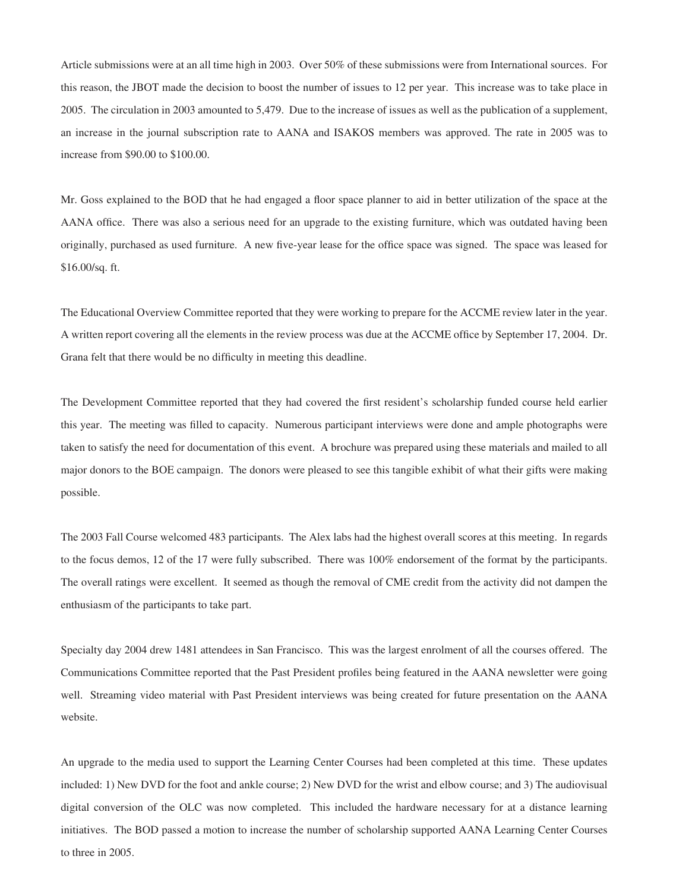Article submissions were at an all time high in 2003. Over 50% of these submissions were from International sources. For this reason, the JBOT made the decision to boost the number of issues to 12 per year. This increase was to take place in 2005. The circulation in 2003 amounted to 5,479. Due to the increase of issues as well as the publication of a supplement, an increase in the journal subscription rate to AANA and ISAKOS members was approved. The rate in 2005 was to increase from $90.00 to $100.00.

Mr. Goss explained to the BOD that he had engaged a floor space planner to aid in better utilization of the space at the AANA office. There was also a serious need for an upgrade to the existing furniture, which was outdated having been originally, purchased as used furniture. A new five-year lease for the office space was signed. The space was leased for $16.00/sq. ft.

The Educational Overview Committee reported that they were working to prepare for the ACCME review later in the year. A written report covering all the elements in the review process was due at the ACCME office by September 17, 2004. Dr. Grana felt that there would be no difficulty in meeting this deadline.

The Development Committee reported that they had covered the first resident's scholarship funded course held earlier this year. The meeting was filled to capacity. Numerous participant interviews were done and ample photographs were taken to satisfy the need for documentation of this event. A brochure was prepared using these materials and mailed to all major donors to the BOE campaign. The donors were pleased to see this tangible exhibit of what their gifts were making possible.

The 2003 Fall Course welcomed 483 participants. The Alex labs had the highest overall scores at this meeting. In regards to the focus demos, 12 of the 17 were fully subscribed. There was 100% endorsement of the format by the participants. The overall ratings were excellent. It seemed as though the removal of CME credit from the activity did not dampen the enthusiasm of the participants to take part.

Specialty day 2004 drew 1481 attendees in San Francisco. This was the largest enrolment of all the courses offered. The Communications Committee reported that the Past President profiles being featured in the AANA newsletter were going well. Streaming video material with Past President interviews was being created for future presentation on the AANA website.

An upgrade to the media used to support the Learning Center Courses had been completed at this time. These updates included: 1) New DVD for the foot and ankle course; 2) New DVD for the wrist and elbow course; and 3) The audiovisual digital conversion of the OLC was now completed. This included the hardware necessary for at a distance learning initiatives. The BOD passed a motion to increase the number of scholarship supported AANA Learning Center Courses to three in 2005.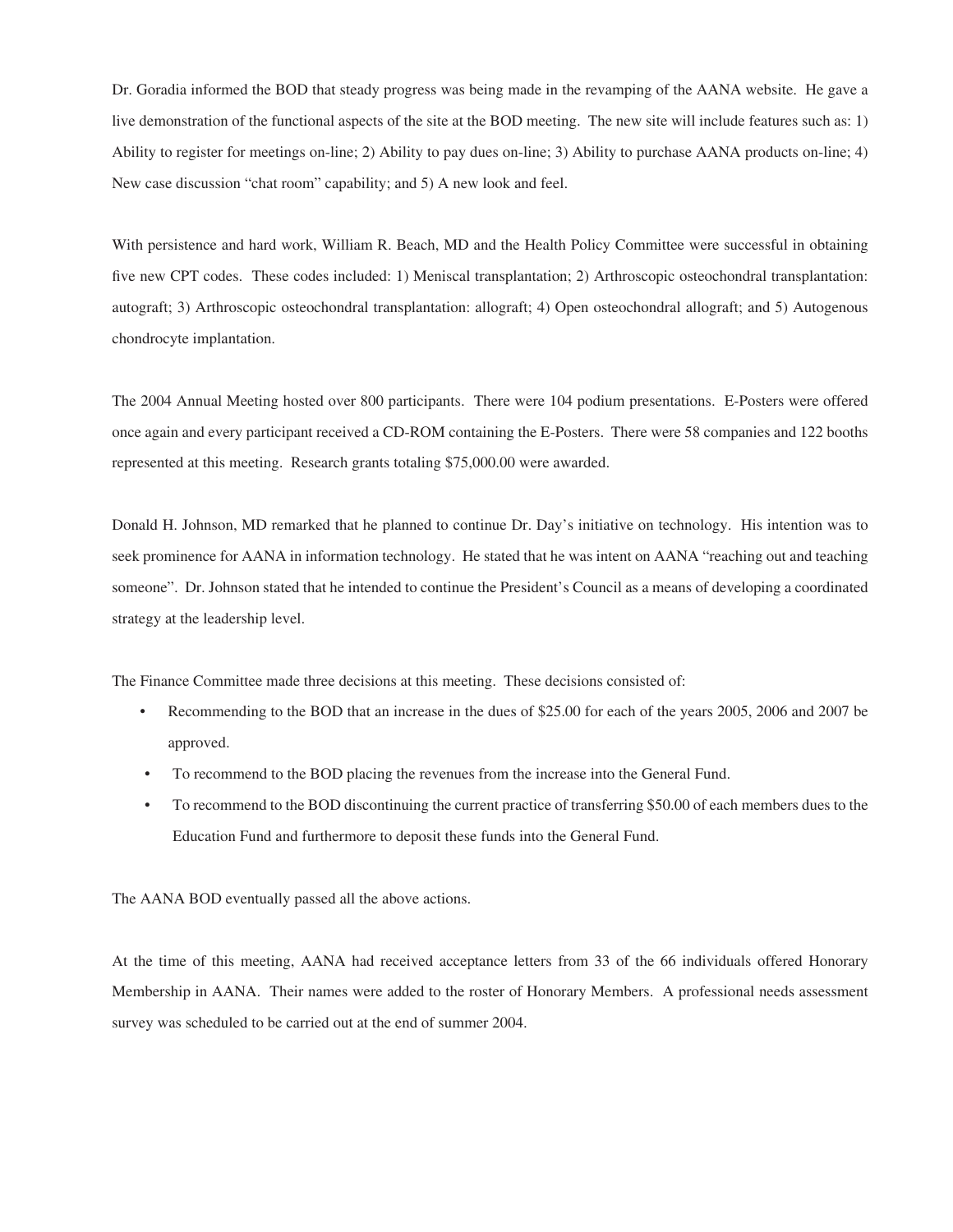Dr. Goradia informed the BOD that steady progress was being made in the revamping of the AANA website. He gave a live demonstration of the functional aspects of the site at the BOD meeting. The new site will include features such as: 1) Ability to register for meetings on-line; 2) Ability to pay dues on-line; 3) Ability to purchase AANA products on-line; 4) New case discussion "chat room" capability; and 5) A new look and feel.

With persistence and hard work, William R. Beach, MD and the Health Policy Committee were successful in obtaining five new CPT codes. These codes included: 1) Meniscal transplantation; 2) Arthroscopic osteochondral transplantation: autograft; 3) Arthroscopic osteochondral transplantation: allograft; 4) Open osteochondral allograft; and 5) Autogenous chondrocyte implantation.

The 2004 Annual Meeting hosted over 800 participants. There were 104 podium presentations. E-Posters were offered once again and every participant received a CD-ROM containing the E-Posters. There were 58 companies and 122 booths represented at this meeting. Research grants totaling $75,000.00 were awarded.

Donald H. Johnson, MD remarked that he planned to continue Dr. Day's initiative on technology. His intention was to seek prominence for AANA in information technology. He stated that he was intent on AANA "reaching out and teaching someone". Dr. Johnson stated that he intended to continue the President's Council as a means of developing a coordinated strategy at the leadership level.

The Finance Committee made three decisions at this meeting. These decisions consisted of:

- Recommending to the BOD that an increase in the dues of $25.00 for each of the years 2005, 2006 and 2007 be approved.
- To recommend to the BOD placing the revenues from the increase into the General Fund.
- To recommend to the BOD discontinuing the current practice of transferring $50.00 of each members dues to the Education Fund and furthermore to deposit these funds into the General Fund.

The AANA BOD eventually passed all the above actions.

At the time of this meeting, AANA had received acceptance letters from 33 of the 66 individuals offered Honorary Membership in AANA. Their names were added to the roster of Honorary Members. A professional needs assessment survey was scheduled to be carried out at the end of summer 2004.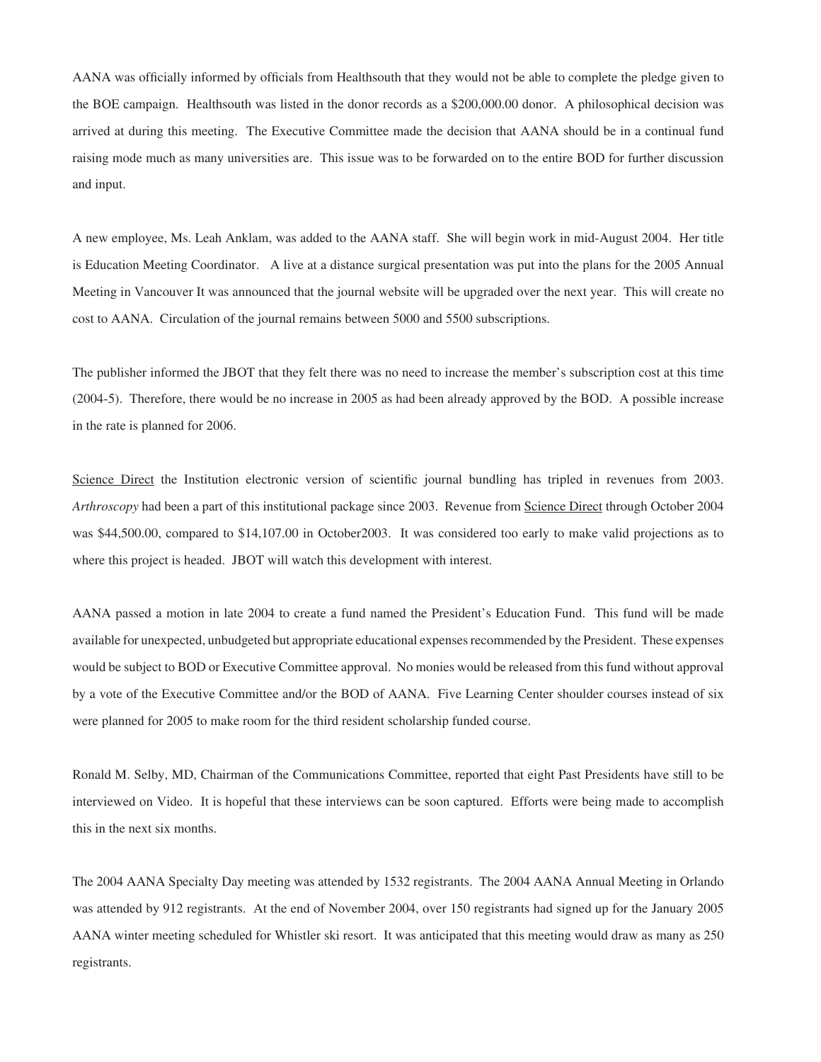AANA was officially informed by officials from Healthsouth that they would not be able to complete the pledge given to the BOE campaign. Healthsouth was listed in the donor records as a $200,000.00 donor. A philosophical decision was arrived at during this meeting. The Executive Committee made the decision that AANA should be in a continual fund raising mode much as many universities are. This issue was to be forwarded on to the entire BOD for further discussion and input.

A new employee, Ms. Leah Anklam, was added to the AANA staff. She will begin work in mid-August 2004. Her title is Education Meeting Coordinator. A live at a distance surgical presentation was put into the plans for the 2005 Annual Meeting in Vancouver It was announced that the journal website will be upgraded over the next year. This will create no cost to AANA. Circulation of the journal remains between 5000 and 5500 subscriptions.

The publisher informed the JBOT that they felt there was no need to increase the member's subscription cost at this time (2004-5). Therefore, there would be no increase in 2005 as had been already approved by the BOD. A possible increase in the rate is planned for 2006.

Science Direct the Institution electronic version of scientific journal bundling has tripled in revenues from 2003. *Arthroscopy* had been a part of this institutional package since 2003. Revenue from Science Direct through October 2004 was $44,500.00, compared to $14,107.00 in October2003. It was considered too early to make valid projections as to where this project is headed. JBOT will watch this development with interest.

AANA passed a motion in late 2004 to create a fund named the President's Education Fund. This fund will be made available for unexpected, unbudgeted but appropriate educational expenses recommended by the President. These expenses would be subject to BOD or Executive Committee approval. No monies would be released from this fund without approval by a vote of the Executive Committee and/or the BOD of AANA. Five Learning Center shoulder courses instead of six were planned for 2005 to make room for the third resident scholarship funded course.

Ronald M. Selby, MD, Chairman of the Communications Committee, reported that eight Past Presidents have still to be interviewed on Video. It is hopeful that these interviews can be soon captured. Efforts were being made to accomplish this in the next six months.

The 2004 AANA Specialty Day meeting was attended by 1532 registrants. The 2004 AANA Annual Meeting in Orlando was attended by 912 registrants. At the end of November 2004, over 150 registrants had signed up for the January 2005 AANA winter meeting scheduled for Whistler ski resort. It was anticipated that this meeting would draw as many as 250 registrants.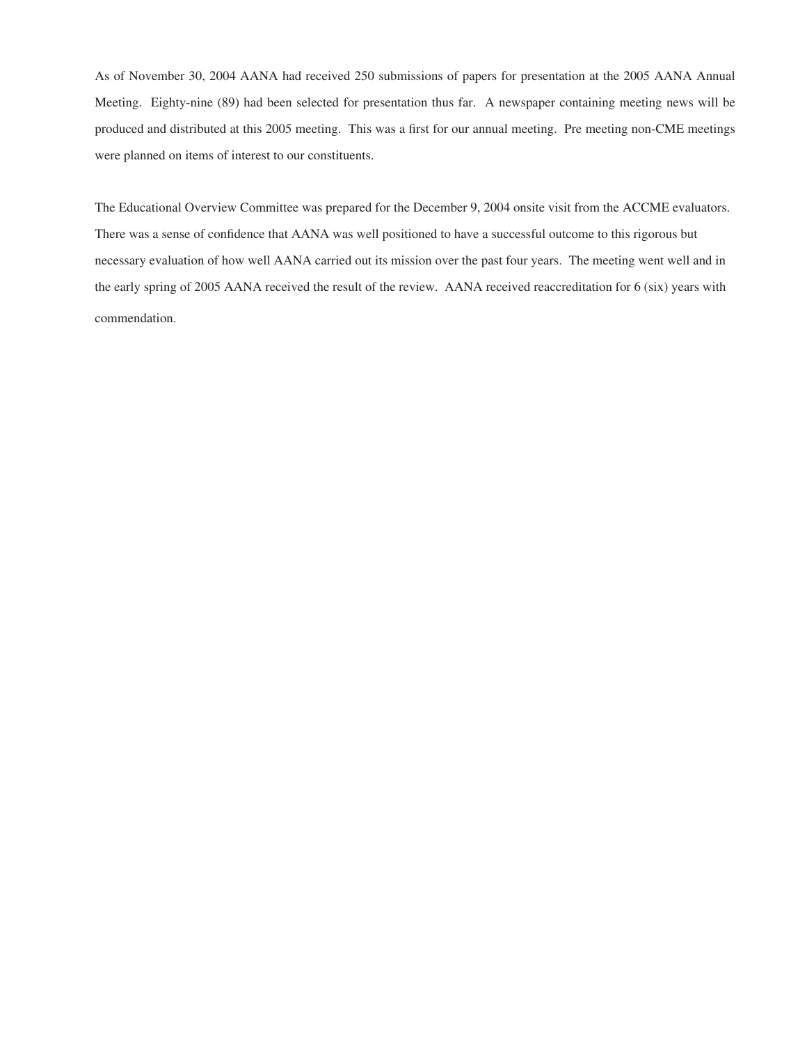As of November 30, 2004 AANA had received 250 submissions of papers for presentation at the 2005 AANA Annual Meeting. Eighty-nine (89) had been selected for presentation thus far. A newspaper containing meeting news will be produced and distributed at this 2005 meeting. This was a first for our annual meeting. Pre meeting non-CME meetings were planned on items of interest to our constituents.

The Educational Overview Committee was prepared for the December 9, 2004 onsite visit from the ACCME evaluators. There was a sense of confidence that AANA was well positioned to have a successful outcome to this rigorous but necessary evaluation of how well AANA carried out its mission over the past four years. The meeting went well and in the early spring of 2005 AANA received the result of the review. AANA received reaccreditation for 6 (six) years with commendation.